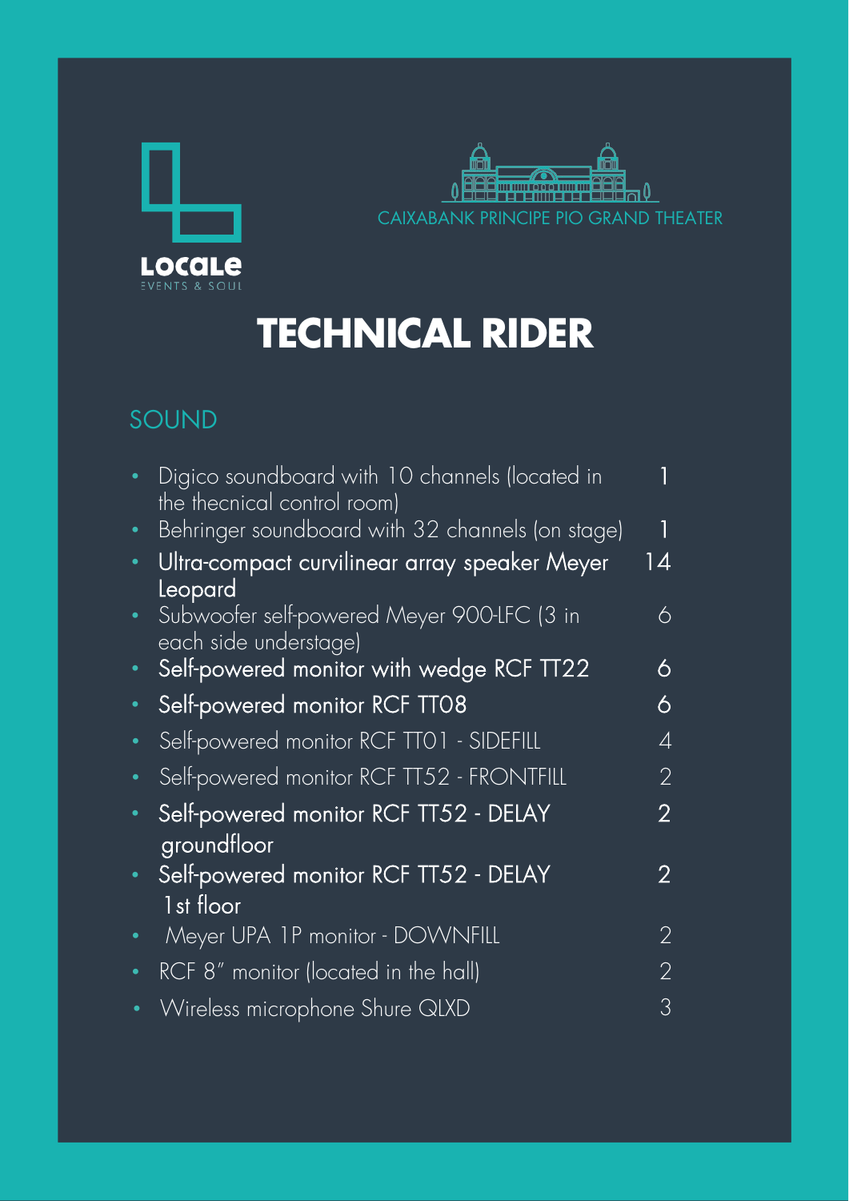LOCALE
EVENTS & SOUL

CAIXABANK PRINCIPE PIO GRAND THEATER

# TECHNICAL RIDER

## SOUND

| Item | Qty |
|---|---|
| Digico soundboard with 10 channels (located in the thecnical control room) | 1 |
| Behringer soundboard with 32 channels (on stage) | 1 |
| Ultra-compact curvilinear array speaker Meyer Leopard | 14 |
| Subwoofer self-powered Meyer 900-LFC (3 in each side understage) | 6 |
| Self-powered monitor with wedge RCF TT22 | 6 |
| Self-powered monitor RCF TT08 | 6 |
| Self-powered monitor RCF TT01 - SIDEFILL | 4 |
| Self-powered monitor RCF TT52 - FRONTFILL | 2 |
| Self-powered monitor RCF TT52 - DELAY groundfloor | 2 |
| Self-powered monitor RCF TT52 - DELAY 1st floor | 2 |
| Meyer UPA 1P monitor - DOWNFILL | 2 |
| RCF 8" monitor (located in the hall) | 2 |
| Wireless microphone Shure QLXD | 3 |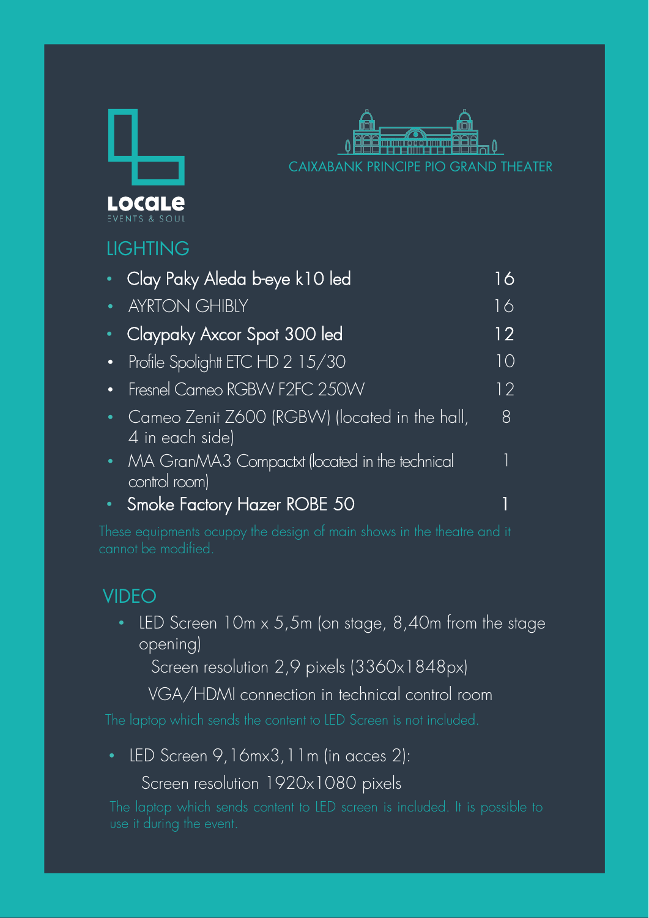LOCALE
EVENTS & SOUL

CAIXABANK PRINCIPE PIO GRAND THEATER

## LIGHTING

| | |
|---|---|
| Clay Paky Aleda b-eye k10 led | 16 |
| AYRTON GHIBLY | 16 |
| Claypaky Axcor Spot 300 led | 12 |
| Profile Spolightt ETC HD 2 15/30 | 10 |
| Fresnel Cameo RGBW F2FC 250W | 12 |
| Cameo Zenit Z600 (RGBW) (located in the hall, 4 in each side) | 8 |
| MA GranMA3 Compactxt (located in the technical control room) | 1 |
| Smoke Factory Hazer ROBE 50 | 1 |

These equipments ocuppy the design of main shows in the theatre and it cannot be modified.

## VIDEO

- LED Screen 10m x 5,5m (on stage, 8,40m from the stage opening)

  Screen resolution 2,9 pixels (3360x1848px)

  VGA/HDMI connection in technical control room

The laptop which sends the content to LED Screen is not included.

- LED Screen 9,16mx3,11m (in acces 2):

  Screen resolution 1920x1080 pixels

The laptop which sends content to LED screen is included. It is possible to use it during the event.